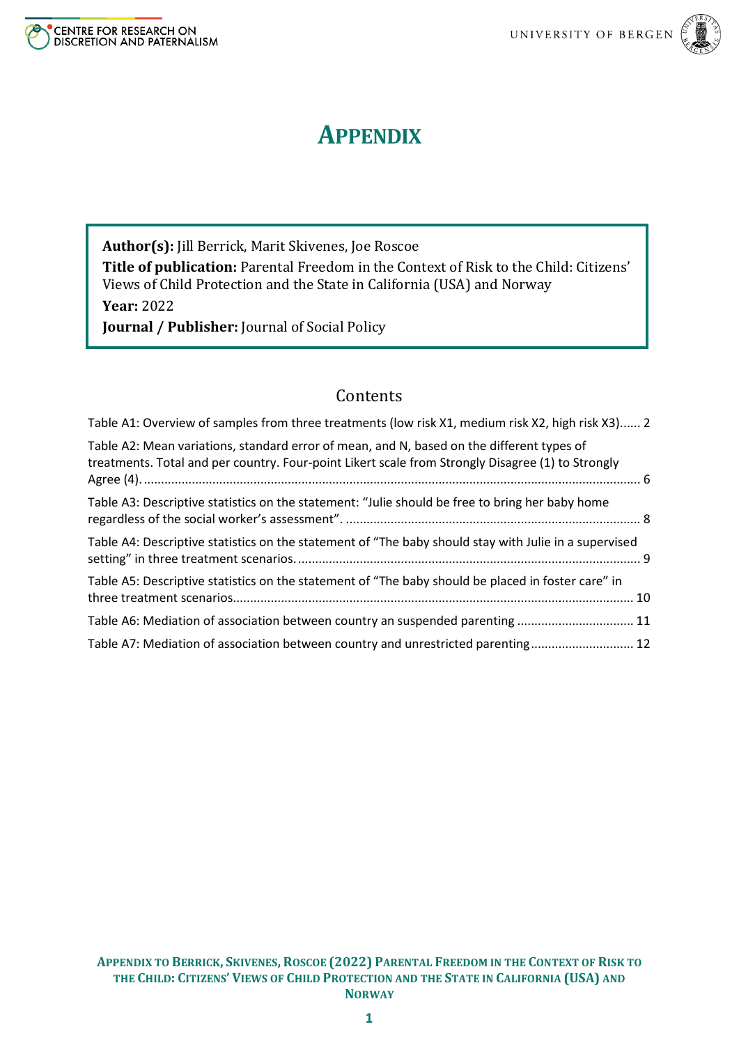# APPENDIX

**Author(s):** Jill Berrick, Marit Skivenes, Joe Roscoe

**Title of publication:** Parental Freedom in the Context of Risk to the Child: Citizens' Views of Child Protection and the State in California (USA) and Norway

**Year:** 2022

**Journal / Publisher:** Journal of Social Policy

## Contents

Table A1: Overview of samples from three treatments (low risk X1, medium risk X2, high risk X3)...... 2

Table A2: Mean variations, standard error of mean, and N, based on the different types of treatments. Total and per country. Four-point Likert scale from Strongly Disagree (1) to Strongly Agree (4). ........................................................................................................................................ 6

Table A3: Descriptive statistics on the statement: "Julie should be free to bring her baby home regardless of the social worker's assessment". ..................................................................................... 8

Table A4: Descriptive statistics on the statement of "The baby should stay with Julie in a supervised setting" in three treatment scenarios. .................................................................................................. 9

Table A5: Descriptive statistics on the statement of "The baby should be placed in foster care" in three treatment scenarios.................................................................................................................... 10

Table A6: Mediation of association between country an suspended parenting ................................. 11

Table A7: Mediation of association between country and unrestricted parenting............................. 12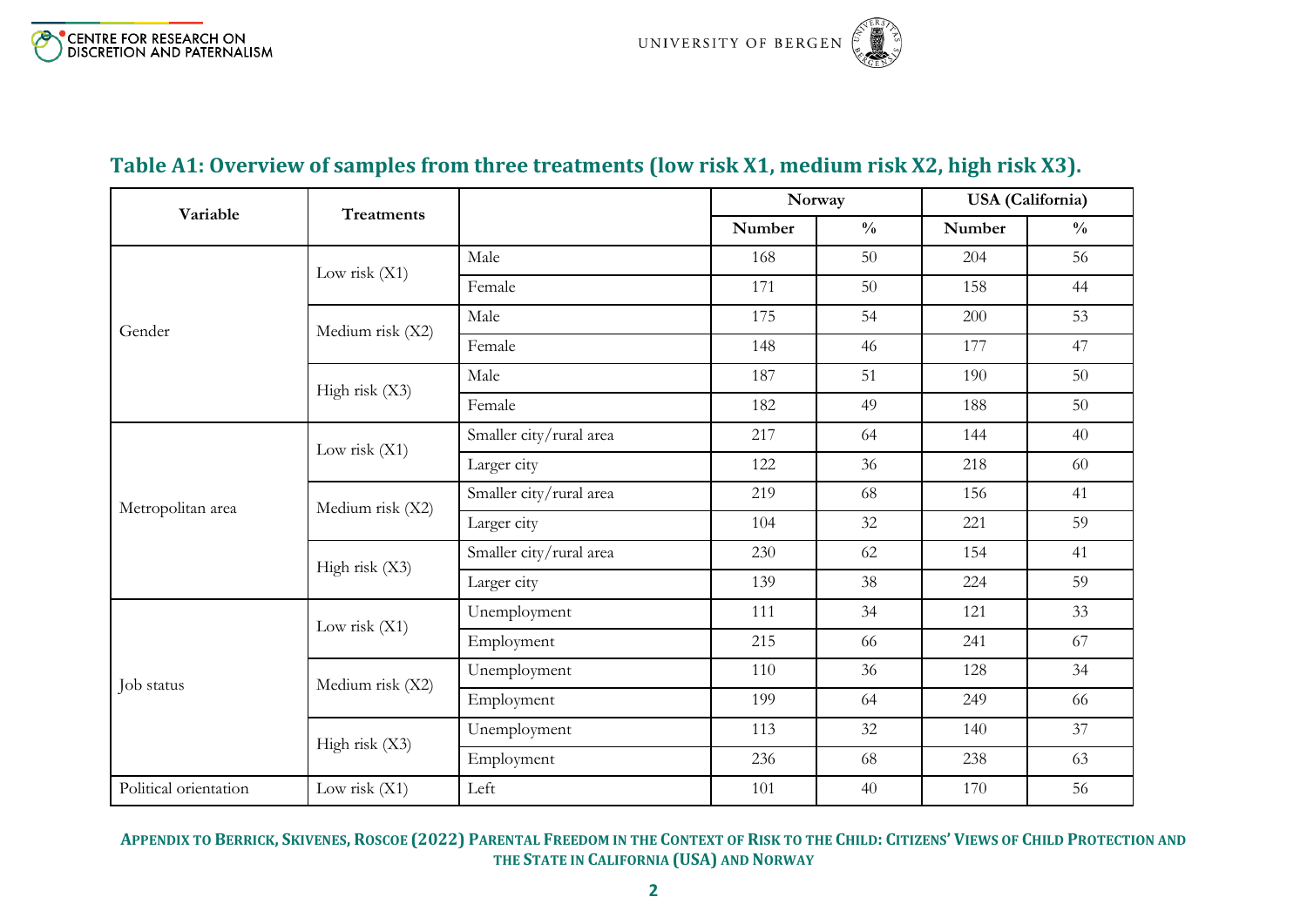## Table A1: Overview of samples from three treatments (low risk X1, medium risk X2, high risk X3).

| Variable | Treatments | | Norway | | USA (California) | |
|---|---|---|---|---|---|---|
| | | | Number | % | Number | % |
| Gender | Low risk (X1) | Male | 168 | 50 | 204 | 56 |
| | | Female | 171 | 50 | 158 | 44 |
| | Medium risk (X2) | Male | 175 | 54 | 200 | 53 |
| | | Female | 148 | 46 | 177 | 47 |
| | High risk (X3) | Male | 187 | 51 | 190 | 50 |
| | | Female | 182 | 49 | 188 | 50 |
| Metropolitan area | Low risk (X1) | Smaller city/rural area | 217 | 64 | 144 | 40 |
| | | Larger city | 122 | 36 | 218 | 60 |
| | Medium risk (X2) | Smaller city/rural area | 219 | 68 | 156 | 41 |
| | | Larger city | 104 | 32 | 221 | 59 |
| | High risk (X3) | Smaller city/rural area | 230 | 62 | 154 | 41 |
| | | Larger city | 139 | 38 | 224 | 59 |
| Job status | Low risk (X1) | Unemployment | 111 | 34 | 121 | 33 |
| | | Employment | 215 | 66 | 241 | 67 |
| | Medium risk (X2) | Unemployment | 110 | 36 | 128 | 34 |
| | | Employment | 199 | 64 | 249 | 66 |
| | High risk (X3) | Unemployment | 113 | 32 | 140 | 37 |
| | | Employment | 236 | 68 | 238 | 63 |
| Political orientation | Low risk (X1) | Left | 101 | 40 | 170 | 56 |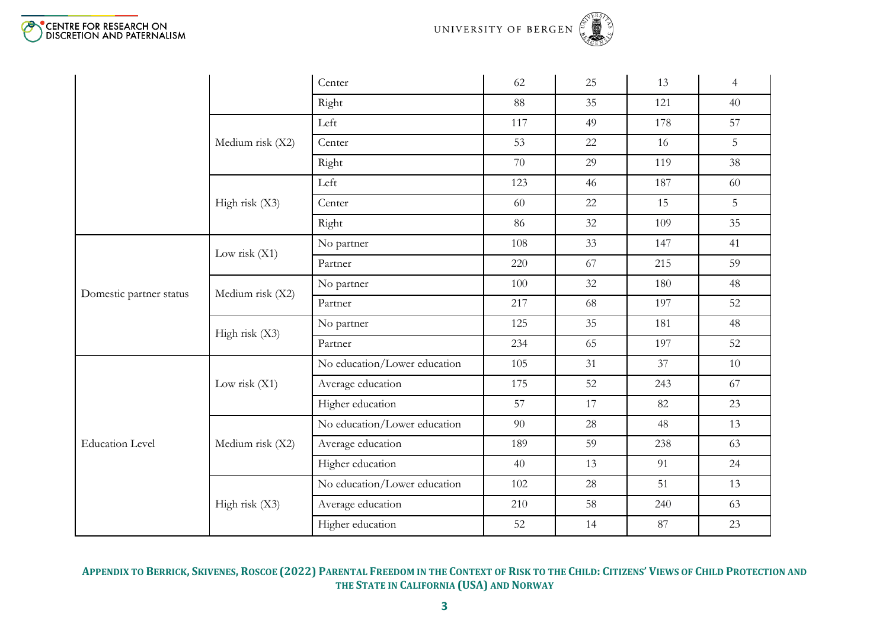| | | | | | | |
|---|---|---|---|---|---|---|
| | | Center | 62 | 25 | 13 | 4 |
| | | Right | 88 | 35 | 121 | 40 |
| | Medium risk (X2) | Left | 117 | 49 | 178 | 57 |
| | | Center | 53 | 22 | 16 | 5 |
| | | Right | 70 | 29 | 119 | 38 |
| | High risk (X3) | Left | 123 | 46 | 187 | 60 |
| | | Center | 60 | 22 | 15 | 5 |
| | | Right | 86 | 32 | 109 | 35 |
| Domestic partner status | Low risk (X1) | No partner | 108 | 33 | 147 | 41 |
| | | Partner | 220 | 67 | 215 | 59 |
| | Medium risk (X2) | No partner | 100 | 32 | 180 | 48 |
| | | Partner | 217 | 68 | 197 | 52 |
| | High risk (X3) | No partner | 125 | 35 | 181 | 48 |
| | | Partner | 234 | 65 | 197 | 52 |
| Education Level | Low risk (X1) | No education/Lower education | 105 | 31 | 37 | 10 |
| | | Average education | 175 | 52 | 243 | 67 |
| | | Higher education | 57 | 17 | 82 | 23 |
| | Medium risk (X2) | No education/Lower education | 90 | 28 | 48 | 13 |
| | | Average education | 189 | 59 | 238 | 63 |
| | | Higher education | 40 | 13 | 91 | 24 |
| | High risk (X3) | No education/Lower education | 102 | 28 | 51 | 13 |
| | | Average education | 210 | 58 | 240 | 63 |
| | | Higher education | 52 | 14 | 87 | 23 |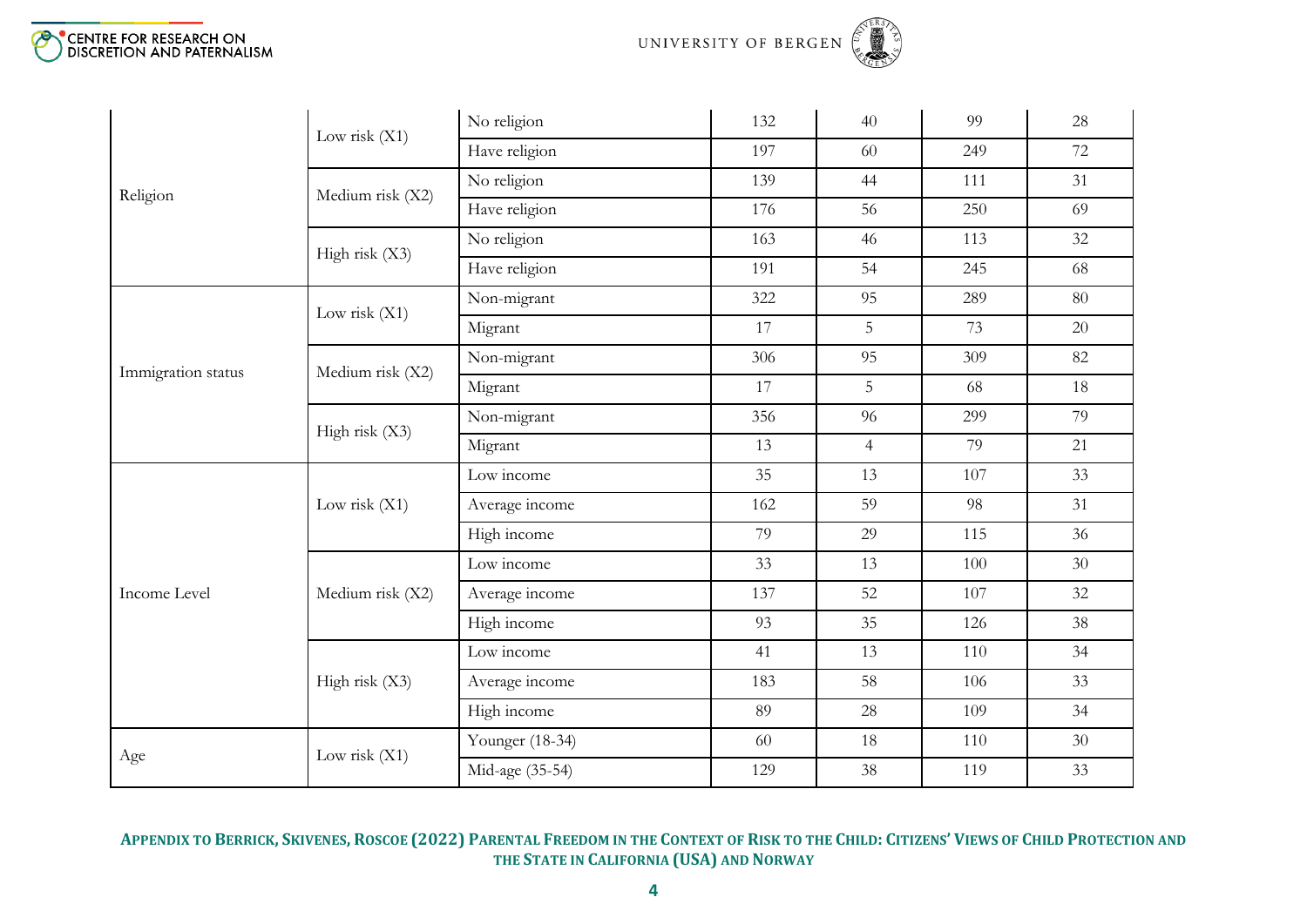| | | | | | | |
|---|---|---|---|---|---|---|
| Religion | Low risk (X1) | No religion | 132 | 40 | 99 | 28 |
| | | Have religion | 197 | 60 | 249 | 72 |
| | Medium risk (X2) | No religion | 139 | 44 | 111 | 31 |
| | | Have religion | 176 | 56 | 250 | 69 |
| | High risk (X3) | No religion | 163 | 46 | 113 | 32 |
| | | Have religion | 191 | 54 | 245 | 68 |
| Immigration status | Low risk (X1) | Non-migrant | 322 | 95 | 289 | 80 |
| | | Migrant | 17 | 5 | 73 | 20 |
| | Medium risk (X2) | Non-migrant | 306 | 95 | 309 | 82 |
| | | Migrant | 17 | 5 | 68 | 18 |
| | High risk (X3) | Non-migrant | 356 | 96 | 299 | 79 |
| | | Migrant | 13 | 4 | 79 | 21 |
| Income Level | Low risk (X1) | Low income | 35 | 13 | 107 | 33 |
| | | Average income | 162 | 59 | 98 | 31 |
| | | High income | 79 | 29 | 115 | 36 |
| | Medium risk (X2) | Low income | 33 | 13 | 100 | 30 |
| | | Average income | 137 | 52 | 107 | 32 |
| | | High income | 93 | 35 | 126 | 38 |
| | High risk (X3) | Low income | 41 | 13 | 110 | 34 |
| | | Average income | 183 | 58 | 106 | 33 |
| | | High income | 89 | 28 | 109 | 34 |
| Age | Low risk (X1) | Younger (18-34) | 60 | 18 | 110 | 30 |
| | | Mid-age (35-54) | 129 | 38 | 119 | 33 |

**Appendix to Berrick, Skivenes, Roscoe (2022) Parental Freedom in the Context of Risk to the Child: Citizens' Views of Child Protection and the State in California (USA) and Norway**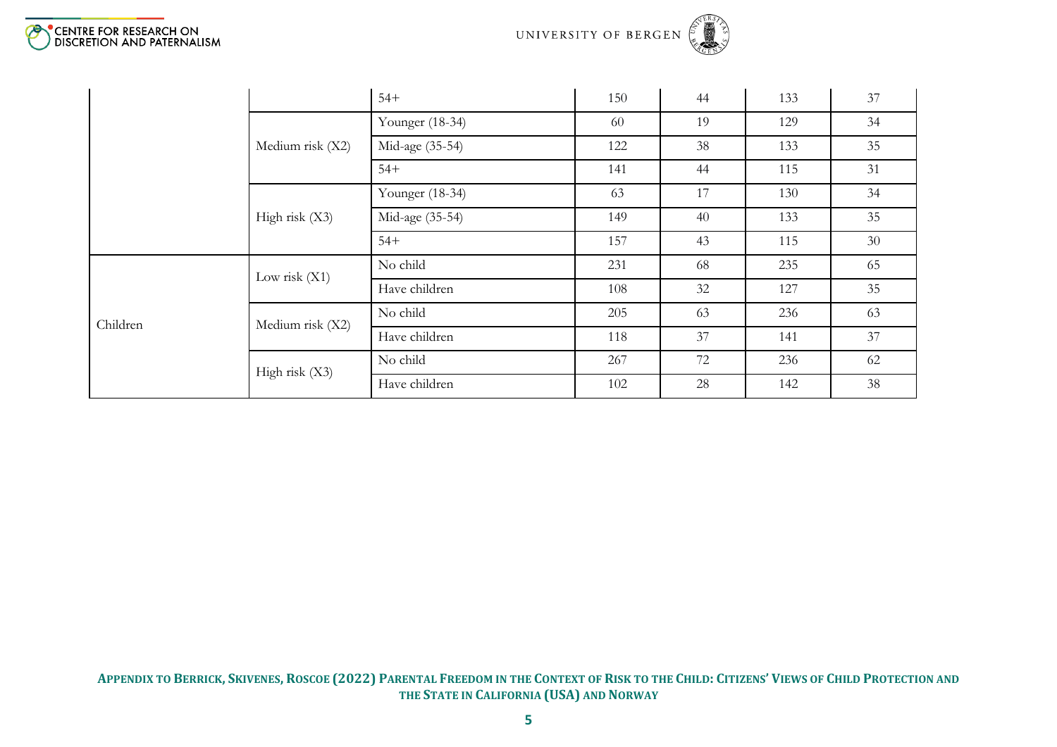| | | | | | | |
|---|---|---|---|---|---|---|
| | | 54+ | 150 | 44 | 133 | 37 |
| | Medium risk (X2) | Younger (18-34) | 60 | 19 | 129 | 34 |
| | | Mid-age (35-54) | 122 | 38 | 133 | 35 |
| | | 54+ | 141 | 44 | 115 | 31 |
| | High risk (X3) | Younger (18-34) | 63 | 17 | 130 | 34 |
| | | Mid-age (35-54) | 149 | 40 | 133 | 35 |
| | | 54+ | 157 | 43 | 115 | 30 |
| Children | Low risk (X1) | No child | 231 | 68 | 235 | 65 |
| | | Have children | 108 | 32 | 127 | 35 |
| | Medium risk (X2) | No child | 205 | 63 | 236 | 63 |
| | | Have children | 118 | 37 | 141 | 37 |
| | High risk (X3) | No child | 267 | 72 | 236 | 62 |
| | | Have children | 102 | 28 | 142 | 38 |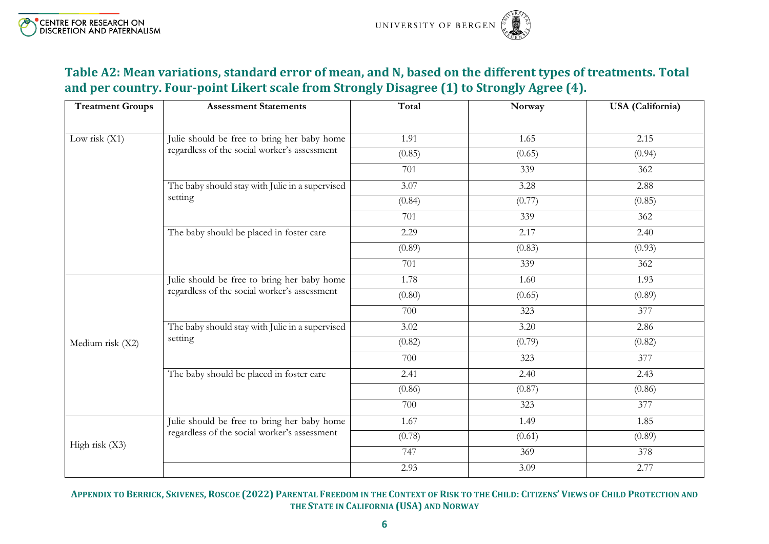## Table A2: Mean variations, standard error of mean, and N, based on the different types of treatments. Total and per country. Four-point Likert scale from Strongly Disagree (1) to Strongly Agree (4).

| Treatment Groups | Assessment Statements | Total | Norway | USA (California) |
|---|---|---|---|---|
| Low risk (X1) | Julie should be free to bring her baby home regardless of the social worker's assessment | 1.91 | 1.65 | 2.15 |
| | | (0.85) | (0.65) | (0.94) |
| | | 701 | 339 | 362 |
| | The baby should stay with Julie in a supervised setting | 3.07 | 3.28 | 2.88 |
| | | (0.84) | (0.77) | (0.85) |
| | | 701 | 339 | 362 |
| | The baby should be placed in foster care | 2.29 | 2.17 | 2.40 |
| | | (0.89) | (0.83) | (0.93) |
| | | 701 | 339 | 362 |
| Medium risk (X2) | Julie should be free to bring her baby home regardless of the social worker's assessment | 1.78 | 1.60 | 1.93 |
| | | (0.80) | (0.65) | (0.89) |
| | | 700 | 323 | 377 |
| | The baby should stay with Julie in a supervised setting | 3.02 | 3.20 | 2.86 |
| | | (0.82) | (0.79) | (0.82) |
| | | 700 | 323 | 377 |
| | The baby should be placed in foster care | 2.41 | 2.40 | 2.43 |
| | | (0.86) | (0.87) | (0.86) |
| | | 700 | 323 | 377 |
| High risk (X3) | Julie should be free to bring her baby home regardless of the social worker's assessment | 1.67 | 1.49 | 1.85 |
| | | (0.78) | (0.61) | (0.89) |
| | | 747 | 369 | 378 |
| | | 2.93 | 3.09 | 2.77 |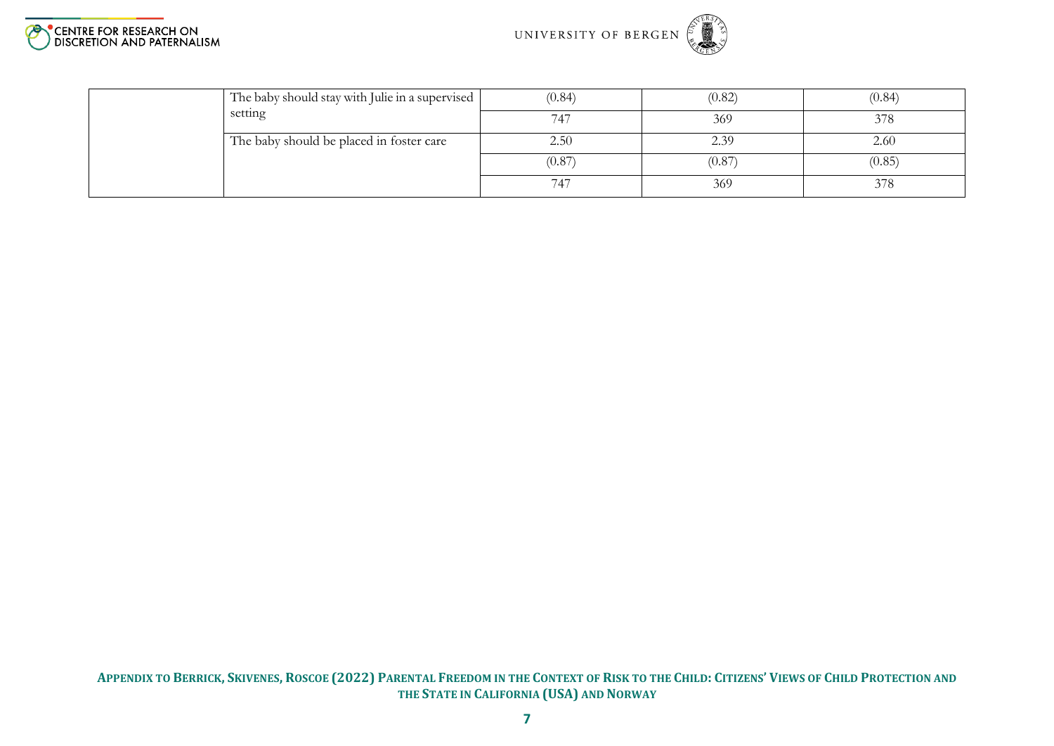| | | | | |
|---|---|---|---|---|
| | The baby should stay with Julie in a supervised setting | (0.84) | (0.82) | (0.84) |
| | | 747 | 369 | 378 |
| | The baby should be placed in foster care | 2.50 | 2.39 | 2.60 |
| | | (0.87) | (0.87) | (0.85) |
| | | 747 | 369 | 378 |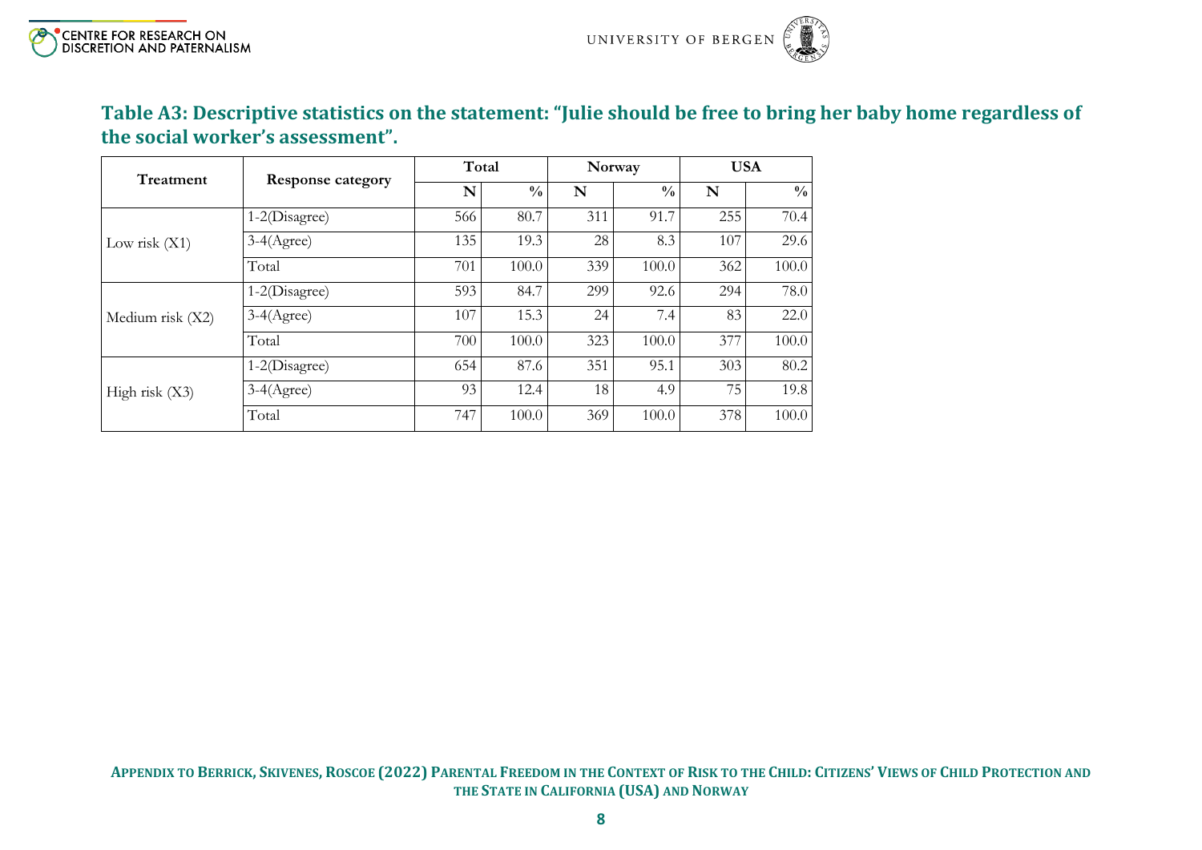### Table A3: Descriptive statistics on the statement: "Julie should be free to bring her baby home regardless of the social worker's assessment".

| Treatment | Response category | Total | | Norway | | USA | |
|---|---|---|---|---|---|---|---|
| | | N | % | N | % | N | % |
| Low risk (X1) | 1-2(Disagree) | 566 | 80.7 | 311 | 91.7 | 255 | 70.4 |
| | 3-4(Agree) | 135 | 19.3 | 28 | 8.3 | 107 | 29.6 |
| | Total | 701 | 100.0 | 339 | 100.0 | 362 | 100.0 |
| Medium risk (X2) | 1-2(Disagree) | 593 | 84.7 | 299 | 92.6 | 294 | 78.0 |
| | 3-4(Agree) | 107 | 15.3 | 24 | 7.4 | 83 | 22.0 |
| | Total | 700 | 100.0 | 323 | 100.0 | 377 | 100.0 |
| High risk (X3) | 1-2(Disagree) | 654 | 87.6 | 351 | 95.1 | 303 | 80.2 |
| | 3-4(Agree) | 93 | 12.4 | 18 | 4.9 | 75 | 19.8 |
| | Total | 747 | 100.0 | 369 | 100.0 | 378 | 100.0 |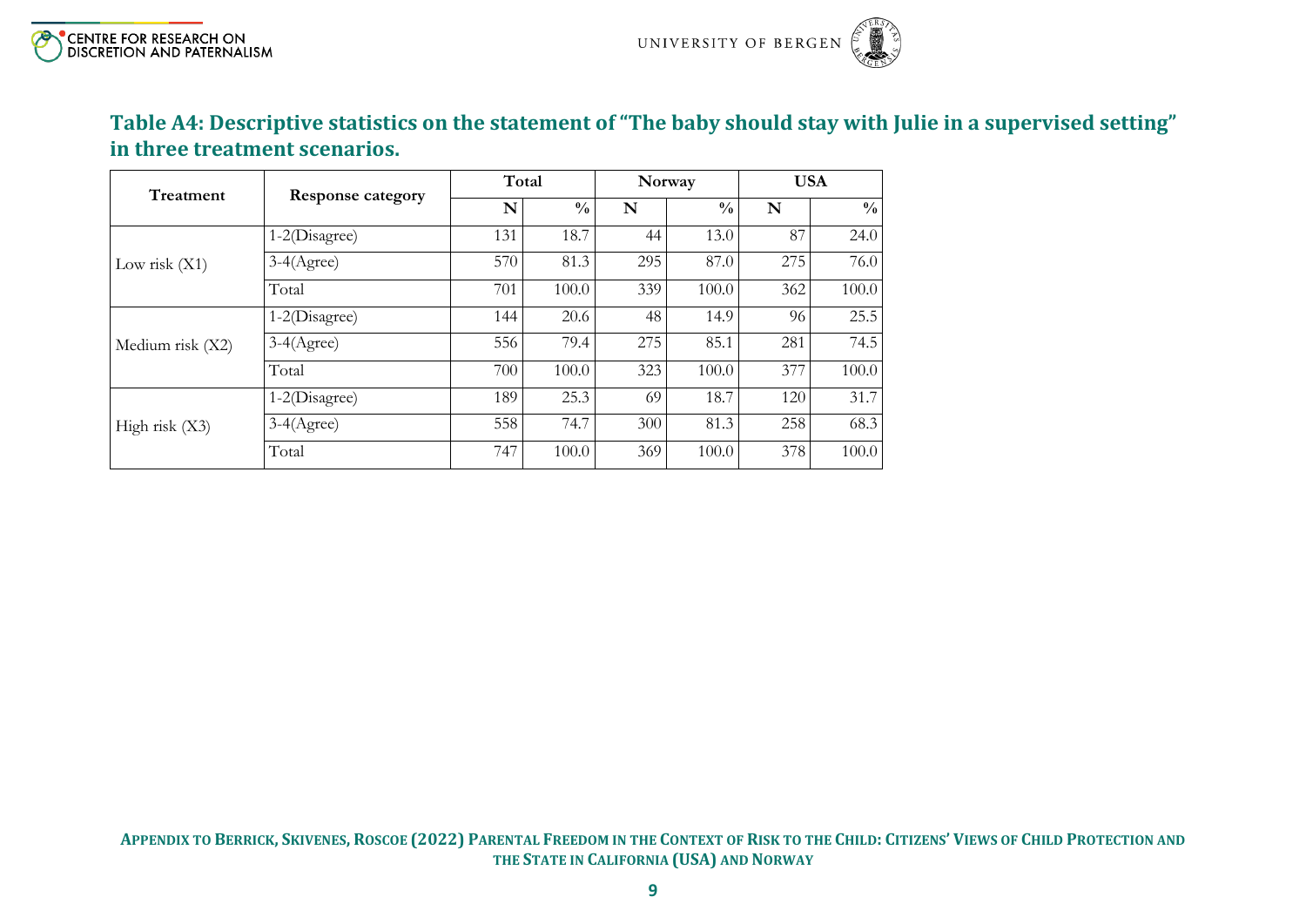## Table A4: Descriptive statistics on the statement of "The baby should stay with Julie in a supervised setting" in three treatment scenarios.

| Treatment | Response category | Total | | Norway | | USA | |
|---|---|---|---|---|---|---|---|
| | | N | % | N | % | N | % |
| Low risk (X1) | 1-2(Disagree) | 131 | 18.7 | 44 | 13.0 | 87 | 24.0 |
| | 3-4(Agree) | 570 | 81.3 | 295 | 87.0 | 275 | 76.0 |
| | Total | 701 | 100.0 | 339 | 100.0 | 362 | 100.0 |
| Medium risk (X2) | 1-2(Disagree) | 144 | 20.6 | 48 | 14.9 | 96 | 25.5 |
| | 3-4(Agree) | 556 | 79.4 | 275 | 85.1 | 281 | 74.5 |
| | Total | 700 | 100.0 | 323 | 100.0 | 377 | 100.0 |
| High risk (X3) | 1-2(Disagree) | 189 | 25.3 | 69 | 18.7 | 120 | 31.7 |
| | 3-4(Agree) | 558 | 74.7 | 300 | 81.3 | 258 | 68.3 |
| | Total | 747 | 100.0 | 369 | 100.0 | 378 | 100.0 |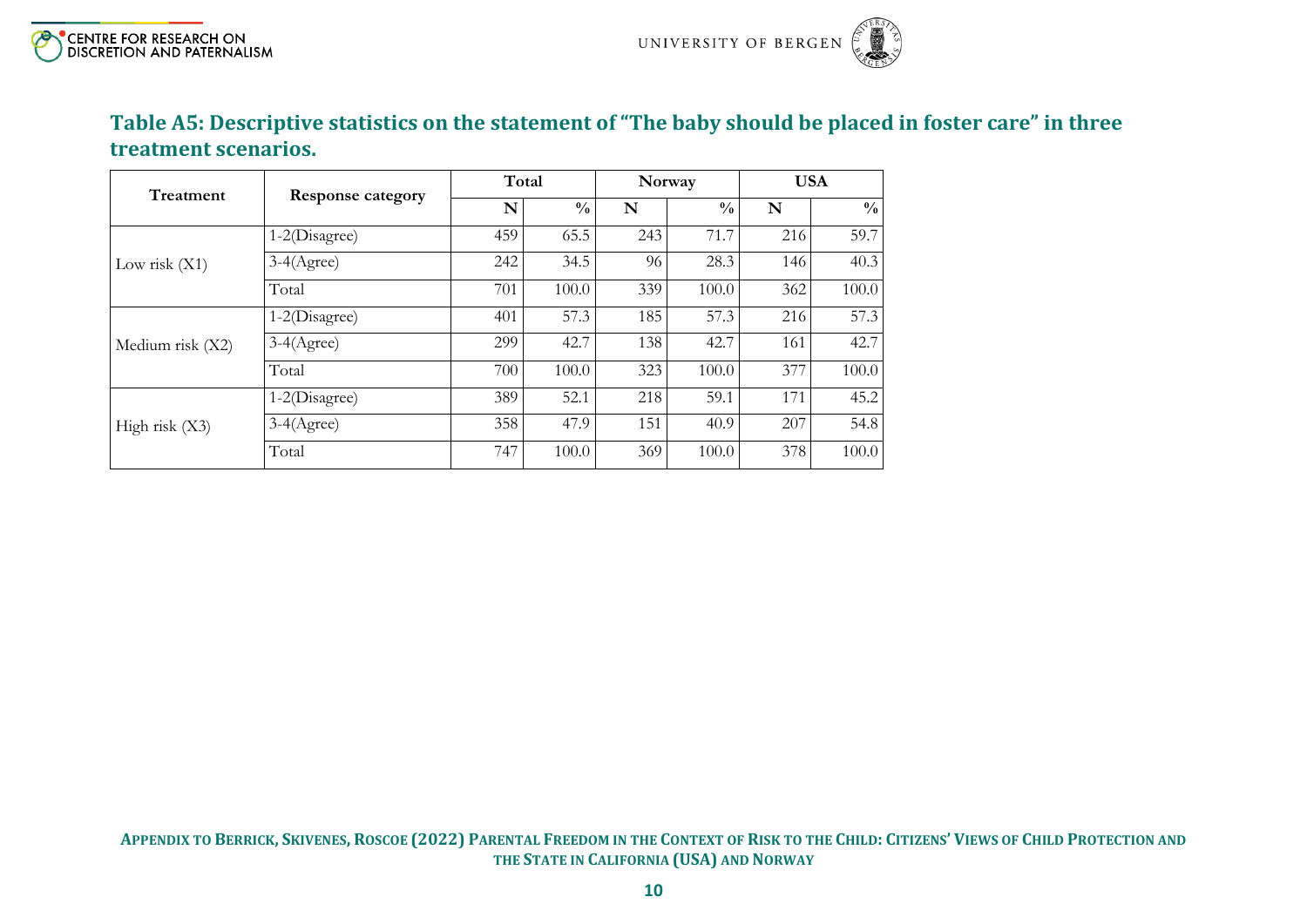### Table A5: Descriptive statistics on the statement of "The baby should be placed in foster care" in three treatment scenarios.

| Treatment | Response category | Total | | Norway | | USA | |
|---|---|---|---|---|---|---|---|
| | | N | % | N | % | N | % |
| Low risk (X1) | 1-2(Disagree) | 459 | 65.5 | 243 | 71.7 | 216 | 59.7 |
| | 3-4(Agree) | 242 | 34.5 | 96 | 28.3 | 146 | 40.3 |
| | Total | 701 | 100.0 | 339 | 100.0 | 362 | 100.0 |
| Medium risk (X2) | 1-2(Disagree) | 401 | 57.3 | 185 | 57.3 | 216 | 57.3 |
| | 3-4(Agree) | 299 | 42.7 | 138 | 42.7 | 161 | 42.7 |
| | Total | 700 | 100.0 | 323 | 100.0 | 377 | 100.0 |
| High risk (X3) | 1-2(Disagree) | 389 | 52.1 | 218 | 59.1 | 171 | 45.2 |
| | 3-4(Agree) | 358 | 47.9 | 151 | 40.9 | 207 | 54.8 |
| | Total | 747 | 100.0 | 369 | 100.0 | 378 | 100.0 |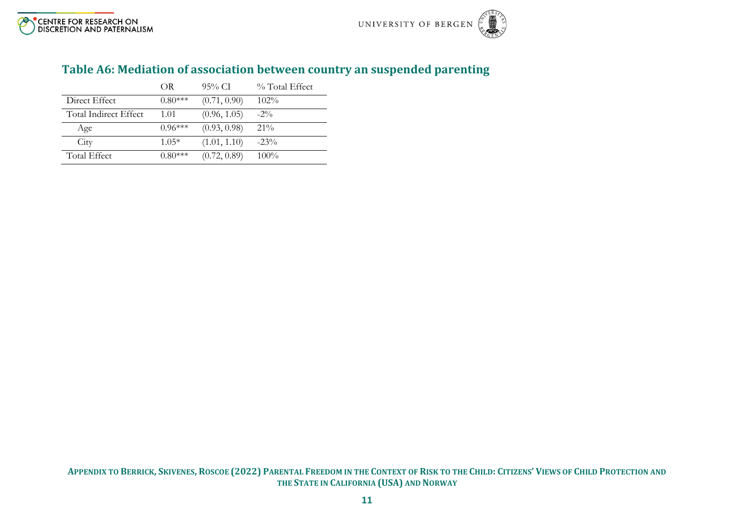## Table A6: Mediation of association between country an suspended parenting

| | OR | 95% CI | % Total Effect |
|---|---|---|---|
| Direct Effect | 0.80*** | (0.71, 0.90) | 102% |
| Total Indirect Effect | 1.01 | (0.96, 1.05) | -2% |
| Age | 0.96*** | (0.93, 0.98) | 21% |
| City | 1.05* | (1.01, 1.10) | -23% |
| Total Effect | 0.80*** | (0.72, 0.89) | 100% |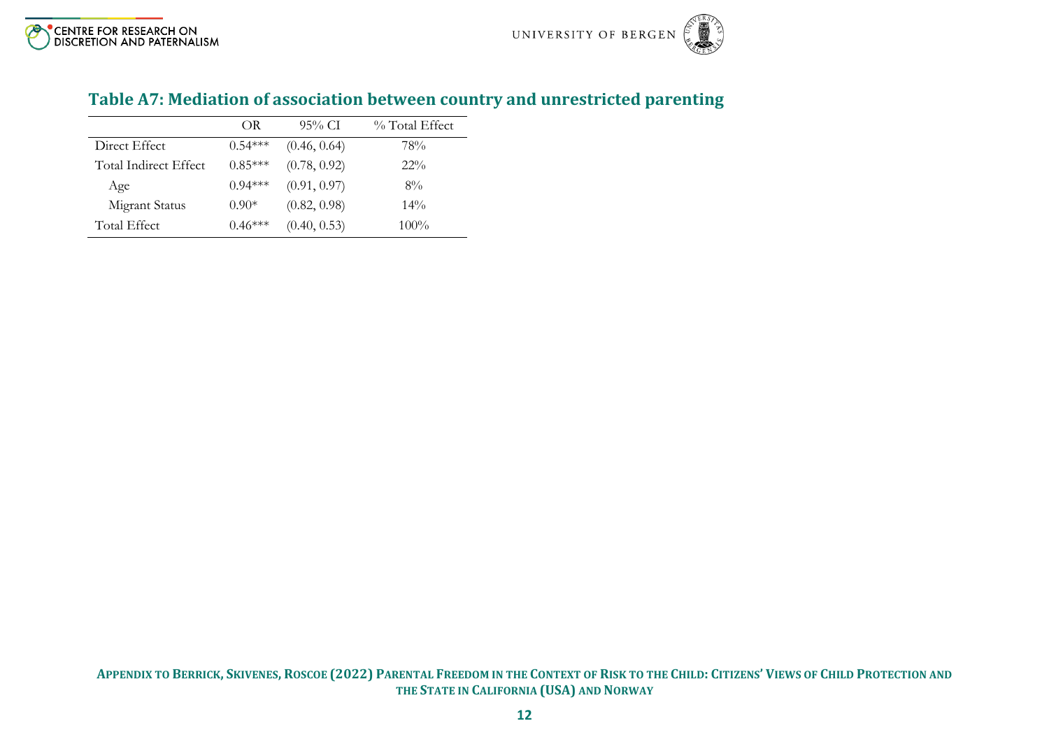## Table A7: Mediation of association between country and unrestricted parenting

| | OR | 95% CI | % Total Effect |
|---|---|---|---|
| Direct Effect | 0.54*** | (0.46, 0.64) | 78% |
| Total Indirect Effect | 0.85*** | (0.78, 0.92) | 22% |
| Age | 0.94*** | (0.91, 0.97) | 8% |
| Migrant Status | 0.90* | (0.82, 0.98) | 14% |
| Total Effect | 0.46*** | (0.40, 0.53) | 100% |